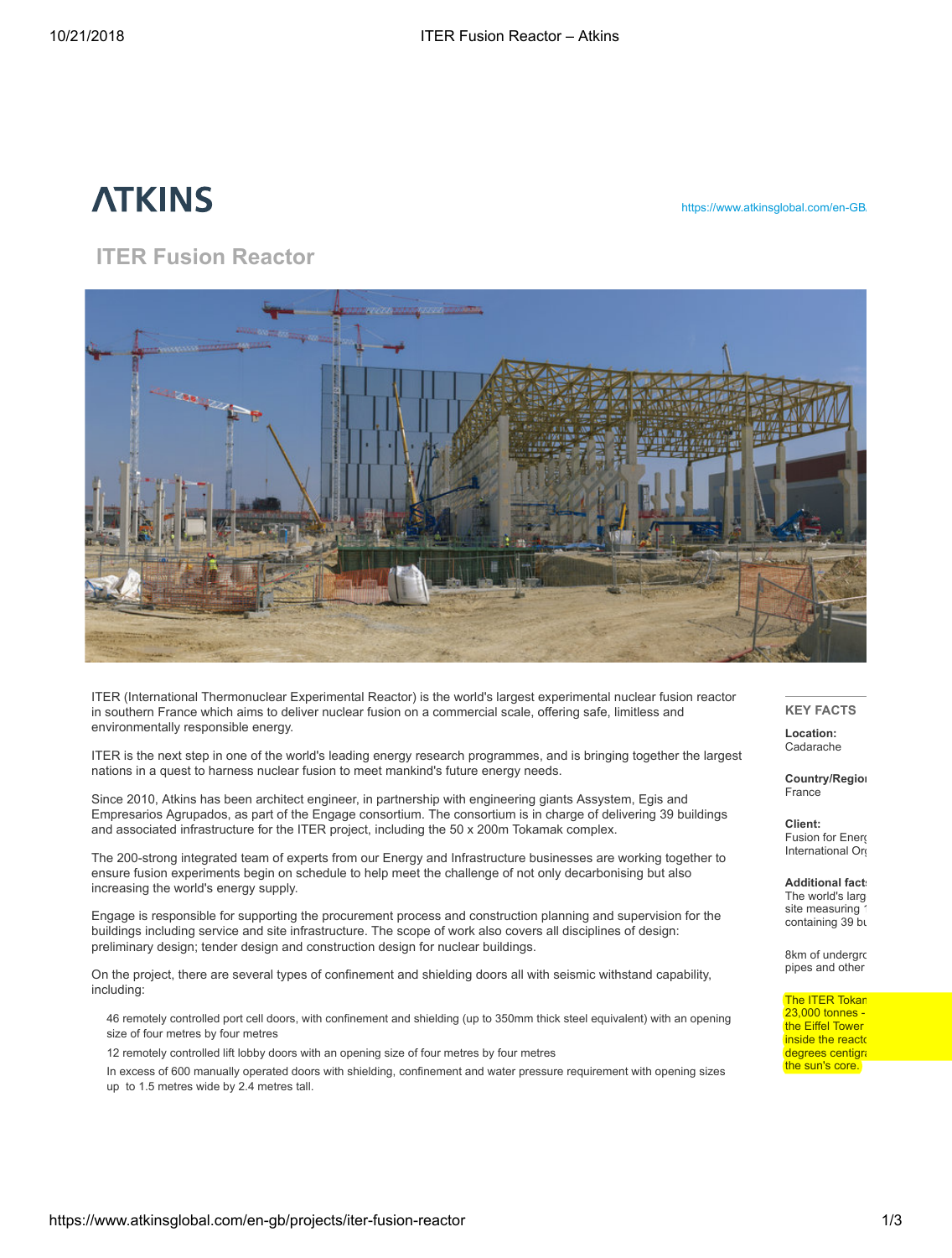# ITER Fusion Reactor

ITER (International Thermonuclear Experimental Reactor) is the world's largest experimental nuclear fusion reactor in southern France which aims to deliver nuclear fusion on a commercial scale, offering safe, limitless and environmentally responsible energy.

ITER is the next step in one of the world's leading energy research programmes, and is bringing together the largest nations in a quest to harness nuclear fusion to meet mankind's future energy needs.

Since 2010, Atkins has been architect engineer, in partnership with engineering giants Assystem, Egis and Empresarios Agrupados, as part of the Engage consortium. The consortium is in charge of delivering 39 buildings and associated infrastructure for the ITER project, including the 50 x 200m Tokamak complex.

The 200-strong integrated team of experts from our Energy and Infrastructure businesses are working together to ensure fusion experiments begin on schedule to help meet the challenge of not only decarbonising but also increasing the world's energy supply.

Engage is responsible for supporting the procurement process and construction planning and supervision for the buildings including service and site infrastructure. The scope of work also covers all disciplines of design: preliminary design; tender design and construction design for nuclear buildings.

On the project, there are several types of confinement and shielding doors all with seismic withstand capability, including:

- 46 remotely controlled port cell doors, with confinement and shielding (up to 350mm thick steel equivalent) with an opening size of four metres by four metres
- 12 remotely controlled lift lobby doors with an opening size of four metres by four metres
- In excess of 600 manually operated doors with shielding, confinement and water pressure requirement with opening sizes up to 1.5 metres wide by 2.4 metres tall.

## KEY FACTS

**Location:**
Cadarache

**Country/Regio**
France

**Client:**
Fusion for Energ
International Or

**Additional fact**
The world's larg
site measuring
containing 39 bu

8km of undergro
pipes and other

The ITER Tokan
23,000 tonnes -
the Eiffel Tower
inside the reacto
degrees centigr
the sun's core.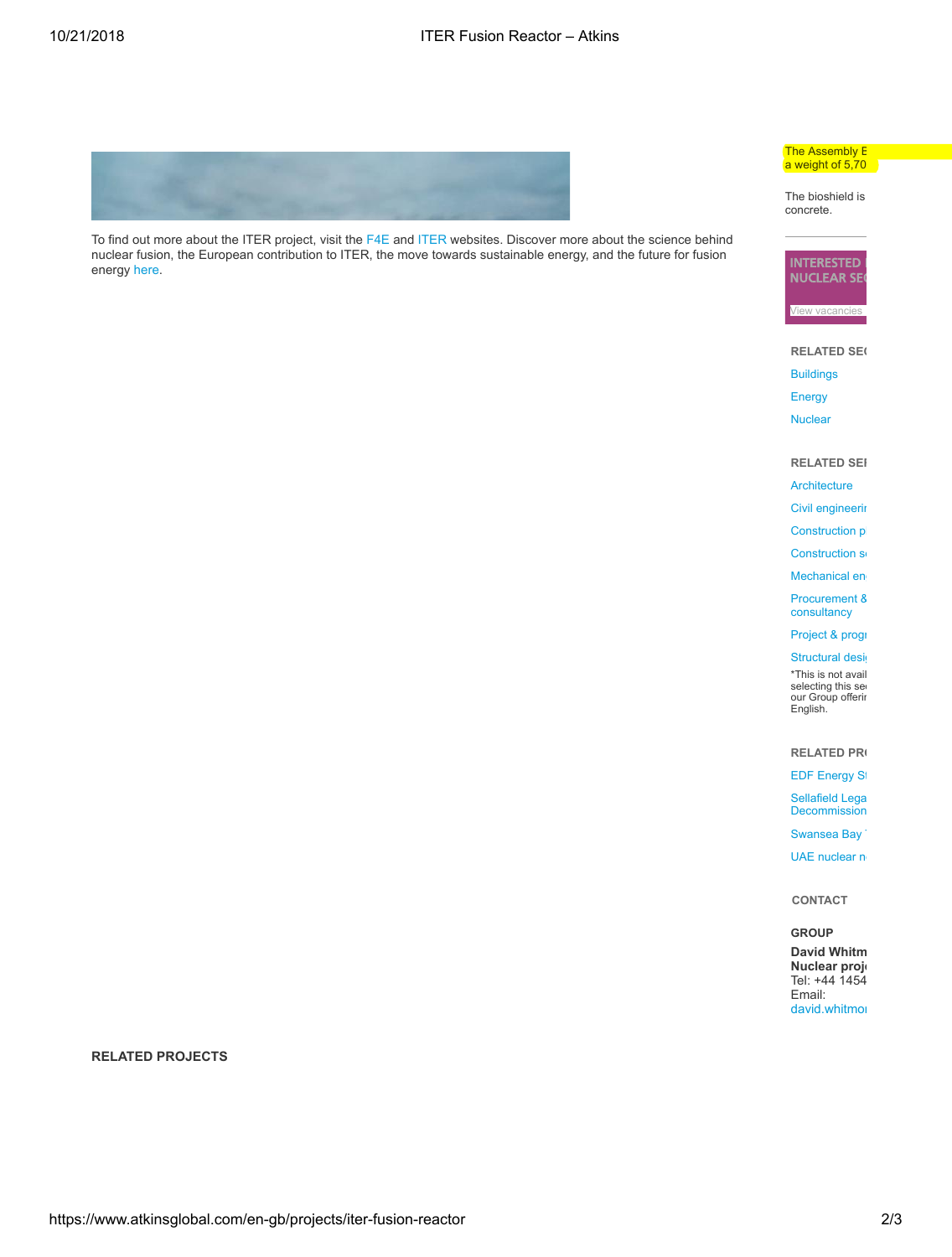To find out more about the ITER project, visit the F4E and ITER websites. Discover more about the science behind nuclear fusion, the European contribution to ITER, the move towards sustainable energy, and the future for fusion energy here.

The Assembly B
a weight of 5,70

The bioshield is
concrete.

INTERESTED
NUCLEAR SE

View vacancies

RELATED SE

- Buildings
- Energy
- Nuclear

RELATED SE

- Architecture
- Civil engineerin
- Construction p
- Construction s
- Mechanical en
- Procurement & consultancy
- Project & progr
- Structural desi

*This is not avail
selecting this se
our Group offerin
English.

RELATED PR

- EDF Energy S
- Sellafield Lega Decommission
- Swansea Bay
- UAE nuclear n

CONTACT

GROUP

**David Whitm**
**Nuclear proj**
Tel: +44 1454
Email:
david.whitmo

RELATED PROJECTS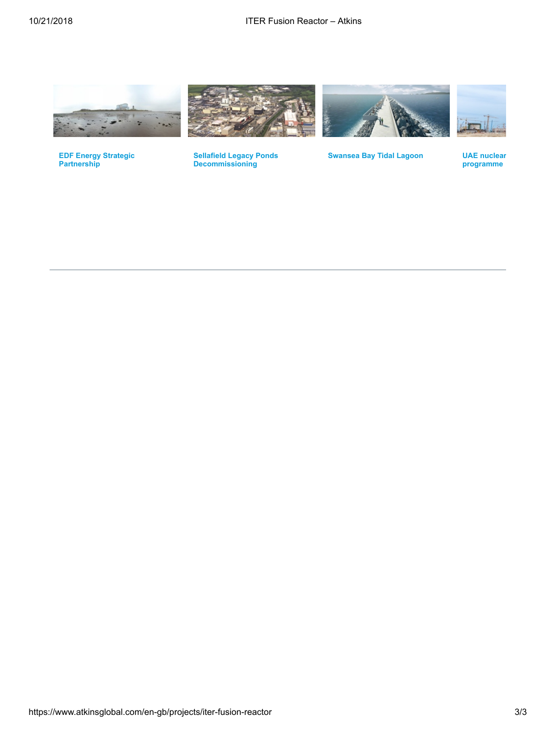EDF Energy Strategic Partnership

Sellafield Legacy Ponds Decommissioning

Swansea Bay Tidal Lagoon

UAE nuclear programme